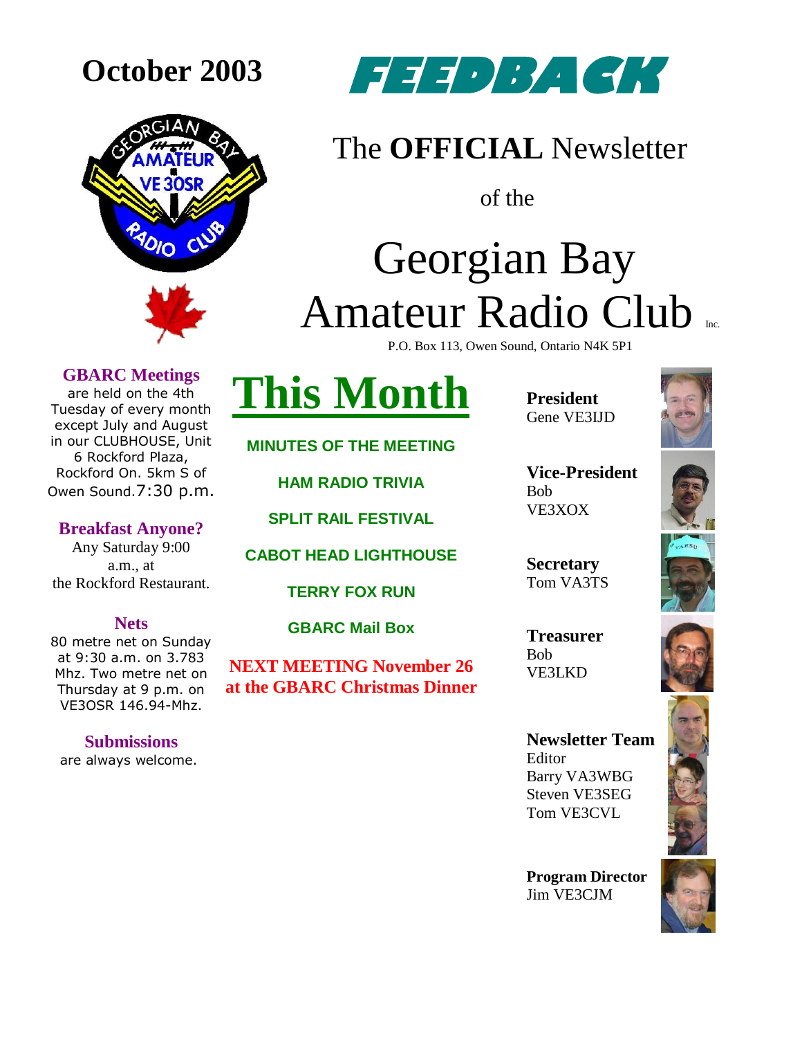October 2003

# FEEDBACK

The **OFFICIAL** Newsletter

of the

# Georgian Bay Amateur Radio Club Inc.

P.O. Box 113, Owen Sound, Ontario N4K 5P1

### GBARC Meetings

are held on the 4th Tuesday of every month except July and August in our CLUBHOUSE, Unit 6 Rockford Plaza, Rockford On. 5km S of Owen Sound. 7:30 p.m.

### Breakfast Anyone?

Any Saturday 9:00 a.m., at the Rockford Restaurant.

### Nets

80 metre net on Sunday at 9:30 a.m. on 3.783 Mhz. Two metre net on Thursday at 9 p.m. on VE3OSR 146.94-Mhz.

### Submissions

are always welcome.

## This Month

MINUTES OF THE MEETING

HAM RADIO TRIVIA

SPLIT RAIL FESTIVAL

CABOT HEAD LIGHTHOUSE

TERRY FOX RUN

GBARC Mail Box

**NEXT MEETING November 26 at the GBARC Christmas Dinner**

**President**
Gene VE3IJD

**Vice-President**
Bob VE3XOX

**Secretary**
Tom VA3TS

**Treasurer**
Bob VE3LKD

**Newsletter Team**
Editor
Barry VA3WBG
Steven VE3SEG
Tom VE3CVL

**Program Director**
Jim VE3CJM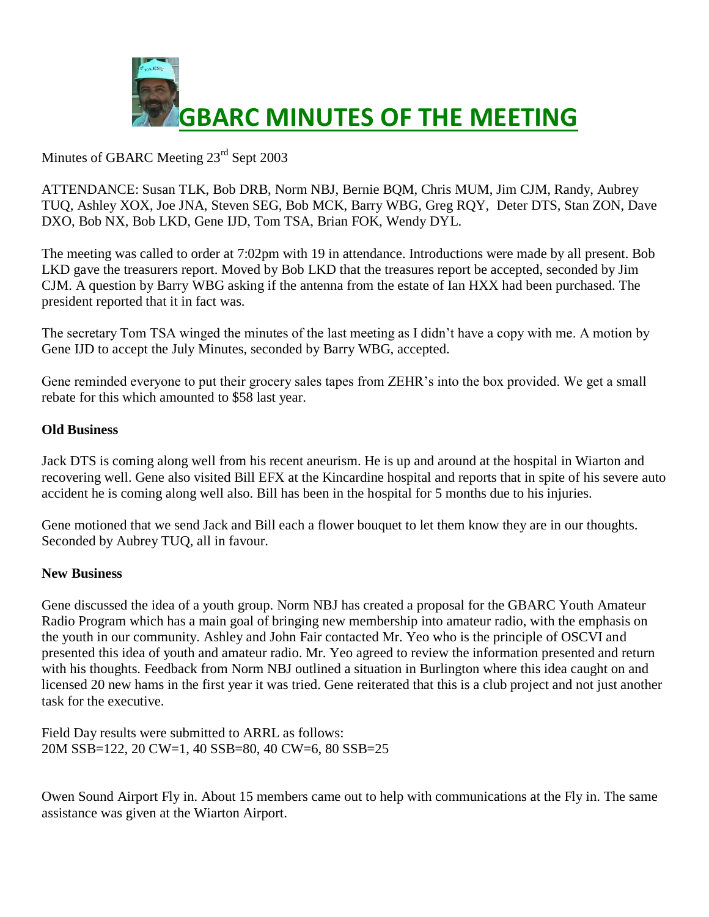# GBARC MINUTES OF THE MEETING

Minutes of GBARC Meeting 23rd Sept 2003

ATTENDANCE: Susan TLK, Bob DRB, Norm NBJ, Bernie BQM, Chris MUM, Jim CJM, Randy, Aubrey TUQ, Ashley XOX, Joe JNA, Steven SEG, Bob MCK, Barry WBG, Greg RQY, Deter DTS, Stan ZON, Dave DXO, Bob NX, Bob LKD, Gene IJD, Tom TSA, Brian FOK, Wendy DYL.

The meeting was called to order at 7:02pm with 19 in attendance. Introductions were made by all present. Bob LKD gave the treasurers report. Moved by Bob LKD that the treasures report be accepted, seconded by Jim CJM. A question by Barry WBG asking if the antenna from the estate of Ian HXX had been purchased. The president reported that it in fact was.

The secretary Tom TSA winged the minutes of the last meeting as I didn't have a copy with me. A motion by Gene IJD to accept the July Minutes, seconded by Barry WBG, accepted.

Gene reminded everyone to put their grocery sales tapes from ZEHR's into the box provided. We get a small rebate for this which amounted to $58 last year.

**Old Business**

Jack DTS is coming along well from his recent aneurism. He is up and around at the hospital in Wiarton and recovering well. Gene also visited Bill EFX at the Kincardine hospital and reports that in spite of his severe auto accident he is coming along well also. Bill has been in the hospital for 5 months due to his injuries.

Gene motioned that we send Jack and Bill each a flower bouquet to let them know they are in our thoughts. Seconded by Aubrey TUQ, all in favour.

**New Business**

Gene discussed the idea of a youth group. Norm NBJ has created a proposal for the GBARC Youth Amateur Radio Program which has a main goal of bringing new membership into amateur radio, with the emphasis on the youth in our community. Ashley and John Fair contacted Mr. Yeo who is the principle of OSCVI and presented this idea of youth and amateur radio. Mr. Yeo agreed to review the information presented and return with his thoughts. Feedback from Norm NBJ outlined a situation in Burlington where this idea caught on and licensed 20 new hams in the first year it was tried. Gene reiterated that this is a club project and not just another task for the executive.

Field Day results were submitted to ARRL as follows:
20M SSB=122, 20 CW=1, 40 SSB=80, 40 CW=6, 80 SSB=25

Owen Sound Airport Fly in. About 15 members came out to help with communications at the Fly in. The same assistance was given at the Wiarton Airport.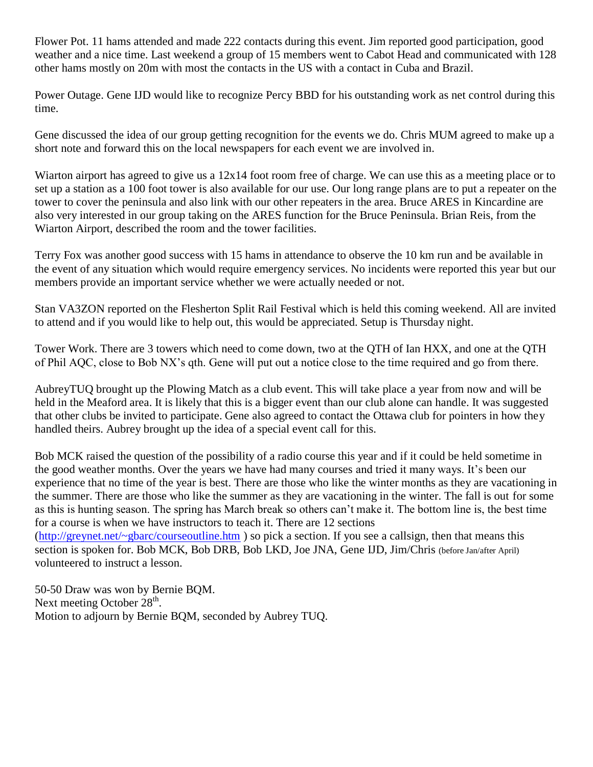Flower Pot. 11 hams attended and made 222 contacts during this event. Jim reported good participation, good weather and a nice time. Last weekend a group of 15 members went to Cabot Head and communicated with 128 other hams mostly on 20m with most the contacts in the US with a contact in Cuba and Brazil.

Power Outage. Gene IJD would like to recognize Percy BBD for his outstanding work as net control during this time.

Gene discussed the idea of our group getting recognition for the events we do. Chris MUM agreed to make up a short note and forward this on the local newspapers for each event we are involved in.

Wiarton airport has agreed to give us a 12x14 foot room free of charge. We can use this as a meeting place or to set up a station as a 100 foot tower is also available for our use. Our long range plans are to put a repeater on the tower to cover the peninsula and also link with our other repeaters in the area. Bruce ARES in Kincardine are also very interested in our group taking on the ARES function for the Bruce Peninsula. Brian Reis, from the Wiarton Airport, described the room and the tower facilities.

Terry Fox was another good success with 15 hams in attendance to observe the 10 km run and be available in the event of any situation which would require emergency services. No incidents were reported this year but our members provide an important service whether we were actually needed or not.

Stan VA3ZON reported on the Flesherton Split Rail Festival which is held this coming weekend. All are invited to attend and if you would like to help out, this would be appreciated. Setup is Thursday night.

Tower Work. There are 3 towers which need to come down, two at the QTH of Ian HXX, and one at the QTH of Phil AQC, close to Bob NX's qth. Gene will put out a notice close to the time required and go from there.

AubreyTUQ brought up the Plowing Match as a club event. This will take place a year from now and will be held in the Meaford area. It is likely that this is a bigger event than our club alone can handle. It was suggested that other clubs be invited to participate. Gene also agreed to contact the Ottawa club for pointers in how they handled theirs. Aubrey brought up the idea of a special event call for this.

Bob MCK raised the question of the possibility of a radio course this year and if it could be held sometime in the good weather months. Over the years we have had many courses and tried it many ways. It's been our experience that no time of the year is best. There are those who like the winter months as they are vacationing in the summer. There are those who like the summer as they are vacationing in the winter. The fall is out for some as this is hunting season. The spring has March break so others can't make it. The bottom line is, the best time for a course is when we have instructors to teach it. There are 12 sections (http://greynet.net/~gbarc/courseoutline.htm ) so pick a section. If you see a callsign, then that means this section is spoken for. Bob MCK, Bob DRB, Bob LKD, Joe JNA, Gene IJD, Jim/Chris (before Jan/after April) volunteered to instruct a lesson.

50-50 Draw was won by Bernie BQM.
Next meeting October 28th.
Motion to adjourn by Bernie BQM, seconded by Aubrey TUQ.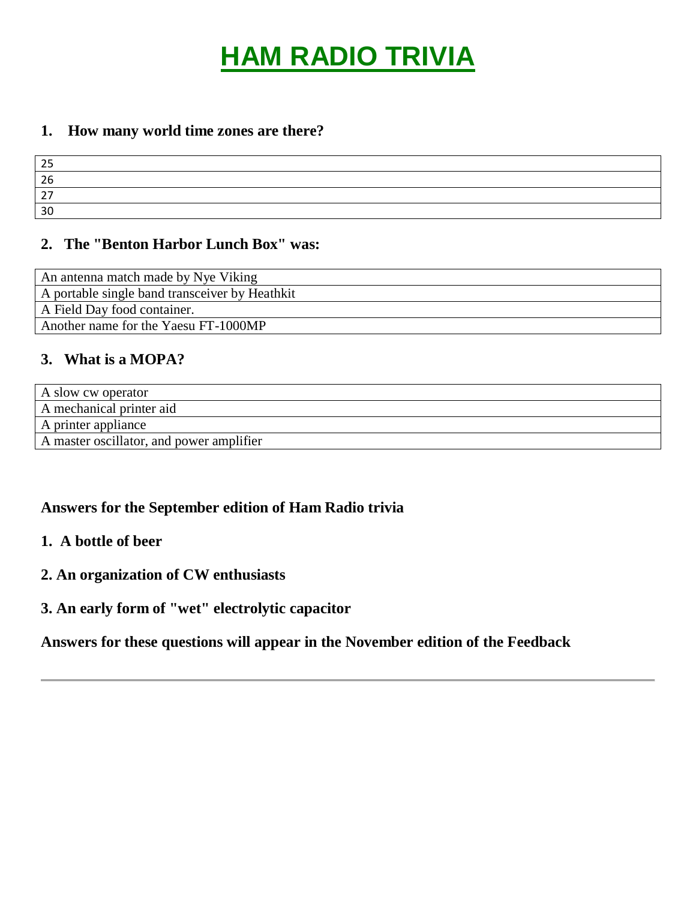# HAM RADIO TRIVIA

### 1. How many world time zones are there?

| |
|---|
| 25 |
| 26 |
| 27 |
| 30 |

### 2. The "Benton Harbor Lunch Box" was:

| |
|---|
| An antenna match made by Nye Viking |
| A portable single band transceiver by Heathkit |
| A Field Day food container. |
| Another name for the Yaesu FT-1000MP |

### 3. What is a MOPA?

| |
|---|
| A slow cw operator |
| A mechanical printer aid |
| A printer appliance |
| A master oscillator, and power amplifier |

**Answers for the September edition of Ham Radio trivia**

**1. A bottle of beer**

**2. An organization of CW enthusiasts**

**3. An early form of "wet" electrolytic capacitor**

**Answers for these questions will appear in the November edition of the Feedback**

---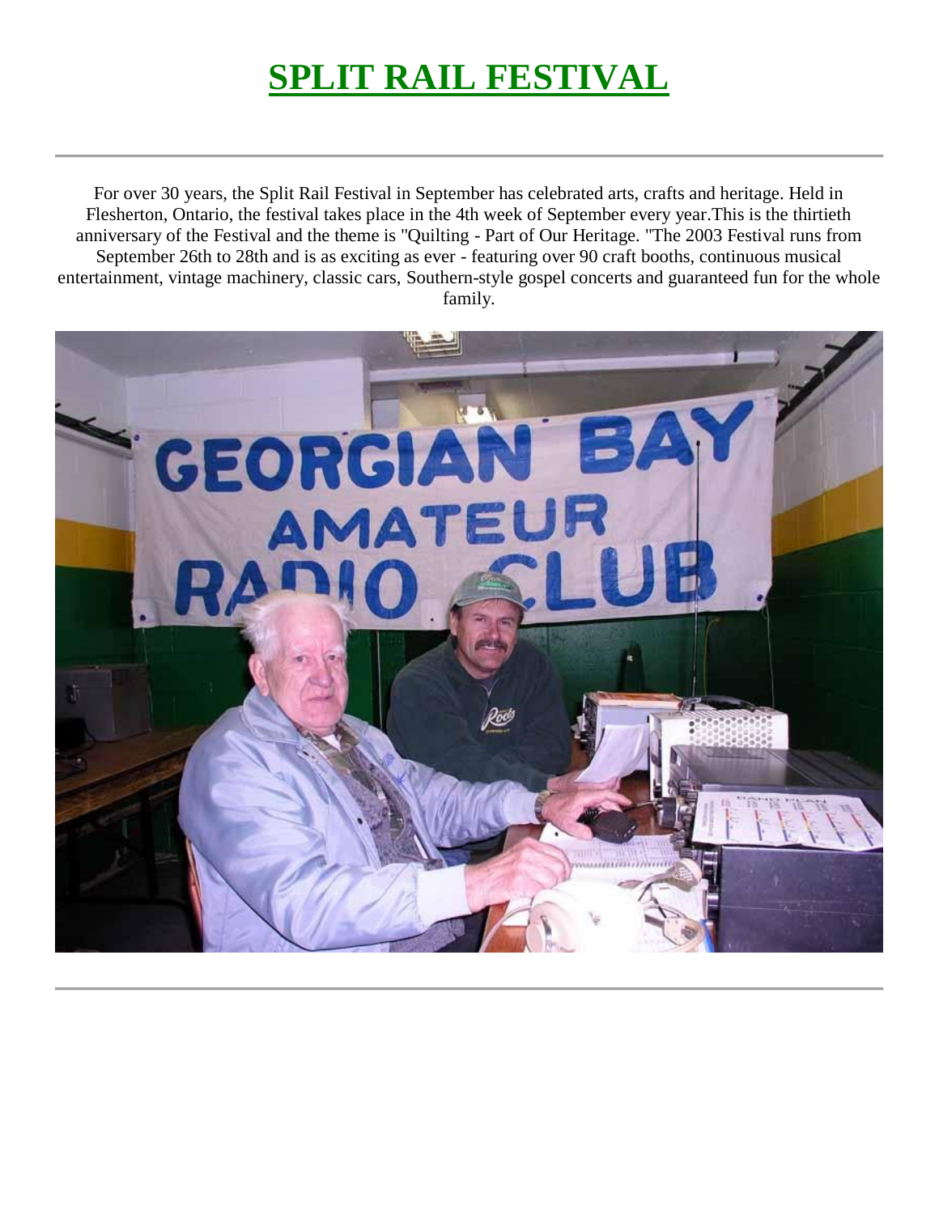# SPLIT RAIL FESTIVAL

For over 30 years, the Split Rail Festival in September has celebrated arts, crafts and heritage. Held in Flesherton, Ontario, the festival takes place in the 4th week of September every year.This is the thirtieth anniversary of the Festival and the theme is "Quilting - Part of Our Heritage. "The 2003 Festival runs from September 26th to 28th and is as exciting as ever - featuring over 90 craft booths, continuous musical entertainment, vintage machinery, classic cars, Southern-style gospel concerts and guaranteed fun for the whole family.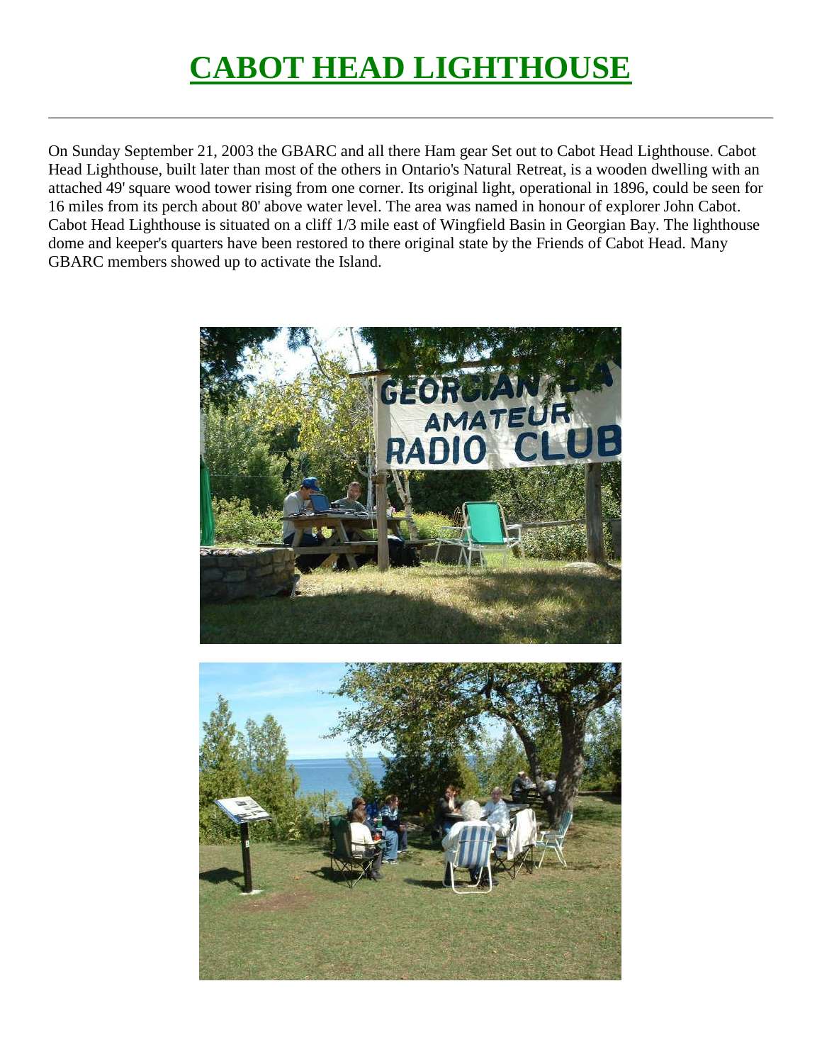# CABOT HEAD LIGHTHOUSE

On Sunday September 21, 2003 the GBARC and all there Ham gear Set out to Cabot Head Lighthouse. Cabot Head Lighthouse, built later than most of the others in Ontario's Natural Retreat, is a wooden dwelling with an attached 49' square wood tower rising from one corner. Its original light, operational in 1896, could be seen for 16 miles from its perch about 80' above water level. The area was named in honour of explorer John Cabot. Cabot Head Lighthouse is situated on a cliff 1/3 mile east of Wingfield Basin in Georgian Bay. The lighthouse dome and keeper's quarters have been restored to there original state by the Friends of Cabot Head. Many GBARC members showed up to activate the Island.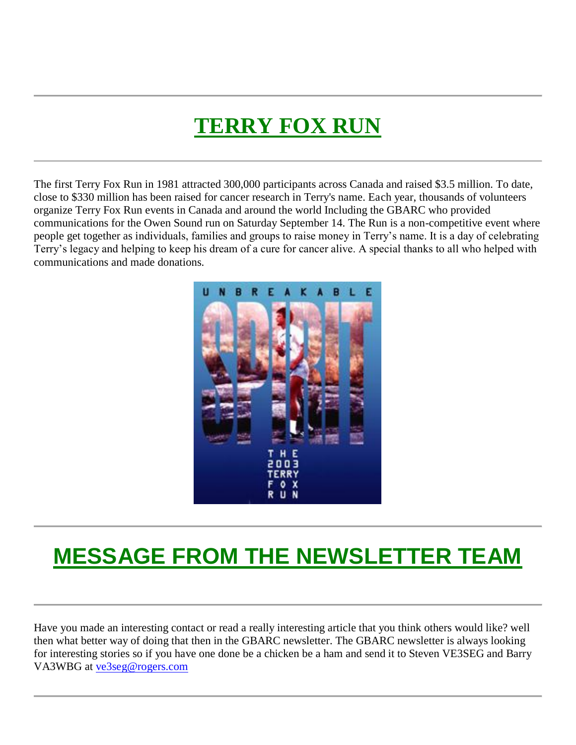# TERRY FOX RUN

The first Terry Fox Run in 1981 attracted 300,000 participants across Canada and raised $3.5 million. To date, close to $330 million has been raised for cancer research in Terry's name. Each year, thousands of volunteers organize Terry Fox Run events in Canada and around the world Including the GBARC who provided communications for the Owen Sound run on Saturday September 14. The Run is a non-competitive event where people get together as individuals, families and groups to raise money in Terry's name. It is a day of celebrating Terry's legacy and helping to keep his dream of a cure for cancer alive. A special thanks to all who helped with communications and made donations.

UNBREAKABLE SPIRIT

THE 2003 TERRY FOX RUN

# MESSAGE FROM THE NEWSLETTER TEAM

Have you made an interesting contact or read a really interesting article that you think others would like? well then what better way of doing that then in the GBARC newsletter. The GBARC newsletter is always looking for interesting stories so if you have one done be a chicken be a ham and send it to Steven VE3SEG and Barry VA3WBG at ve3seg@rogers.com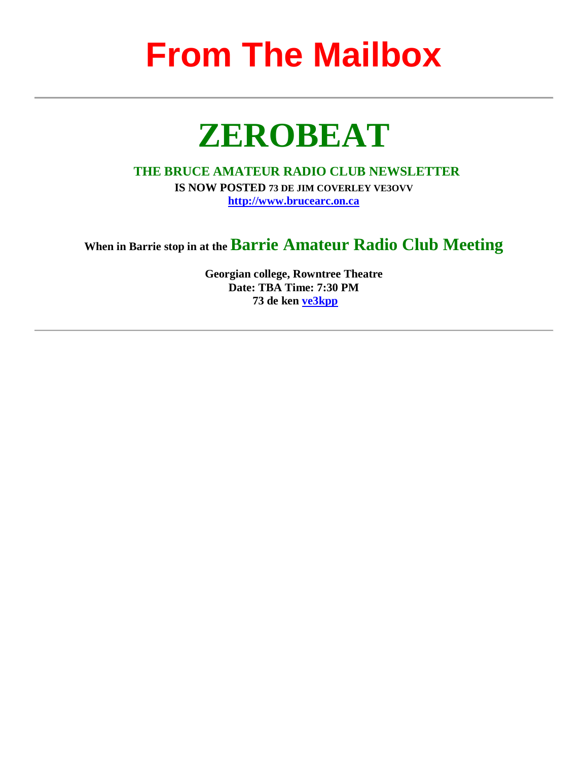# From The Mailbox

---

# ZEROBEAT

**THE BRUCE AMATEUR RADIO CLUB NEWSLETTER**
**IS NOW POSTED 73 DE JIM COVERLEY VE3OVV**
**http://www.brucearc.on.ca**

**When in Barrie stop in at the Barrie Amateur Radio Club Meeting**

**Georgian college, Rowntree Theatre**
**Date: TBA Time: 7:30 PM**
**73 de ken ve3kpp**

---